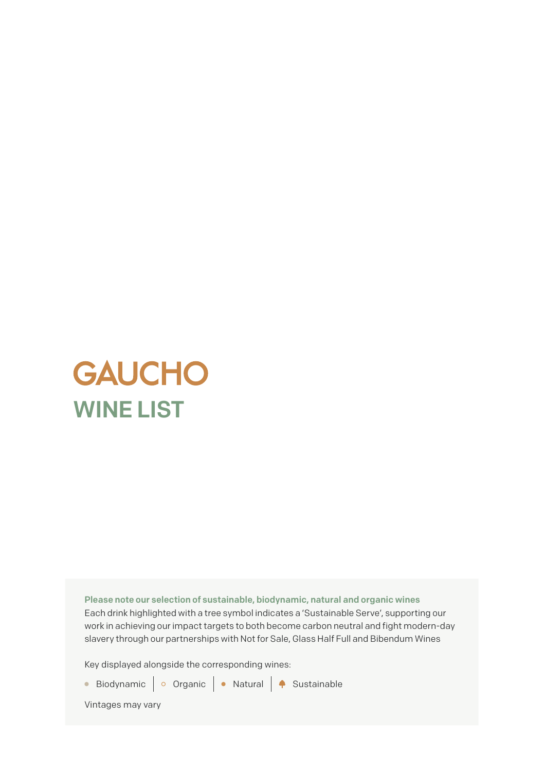# GAUCHO

## WINE LIST

**Please note our selection of sustainable, biodynamic, natural and organic wines**

Each drink highlighted with a tree symbol indicates a 'Sustainable Serve', supporting our work in achieving our impact targets to both become carbon neutral and fight modern-day slavery through our partnerships with Not for Sale, Glass Half Full and Bibendum Wines

Key displayed alongside the corresponding wines:

● Biodynamic | ○ Organic | ● Natural | ♠ Sustainable

Vintages may vary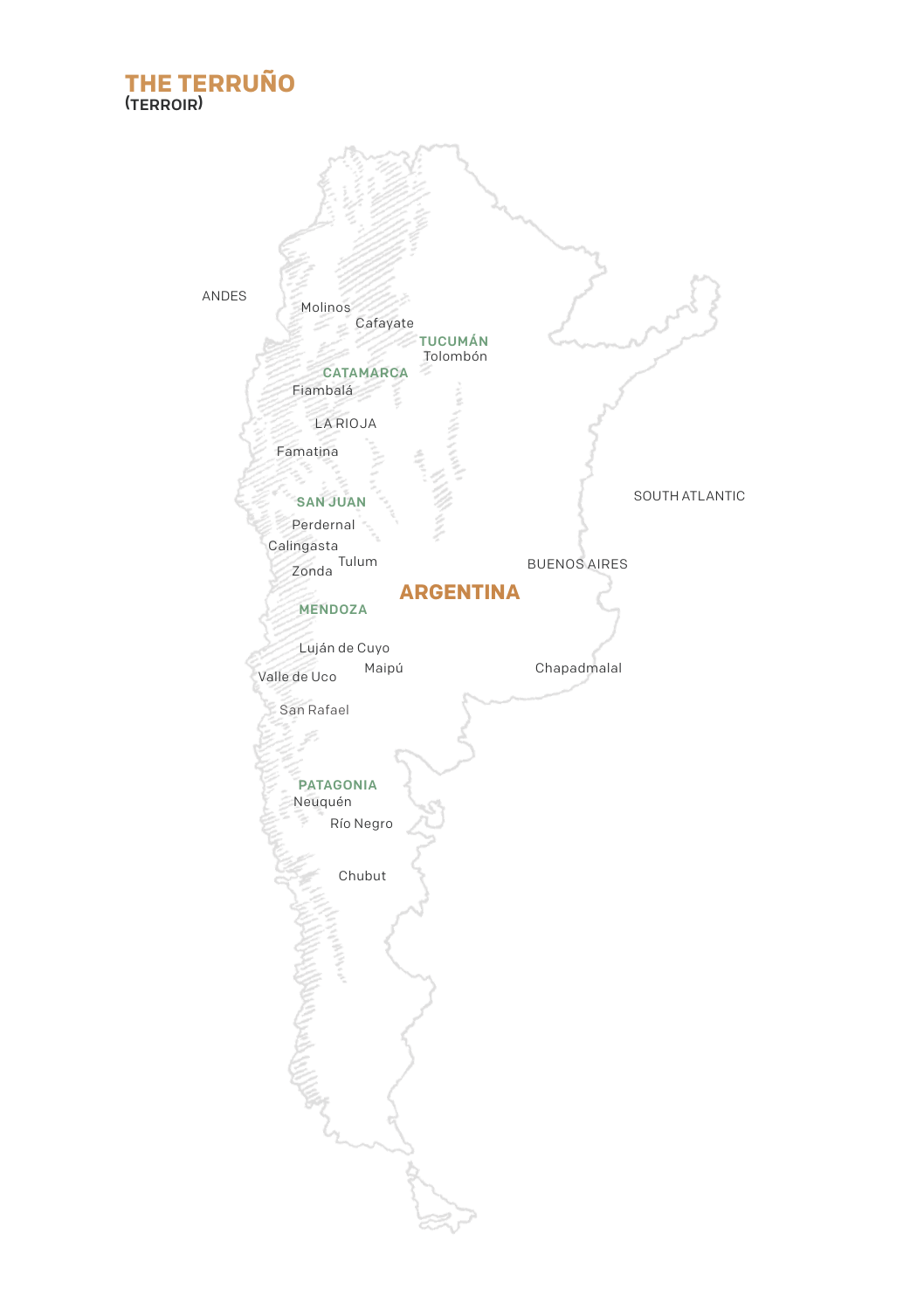# THE TERRUÑO
(TERROIR)

ANDES

Molinos

Cafayate

**TUCUMÁN**

Tolombón

**CATAMARCA**

Fiambalá

LA RIOJA

Famatina

**SAN JUAN**

Perdernal

Calingasta

Tulum

Zonda

SOUTH ATLANTIC

BUENOS AIRES

**ARGENTINA**

**MENDOZA**

Luján de Cuyo

Valle de Uco

Maipú

Chapadmalal

San Rafael

**PATAGONIA**

Neuquén

Río Negro

Chubut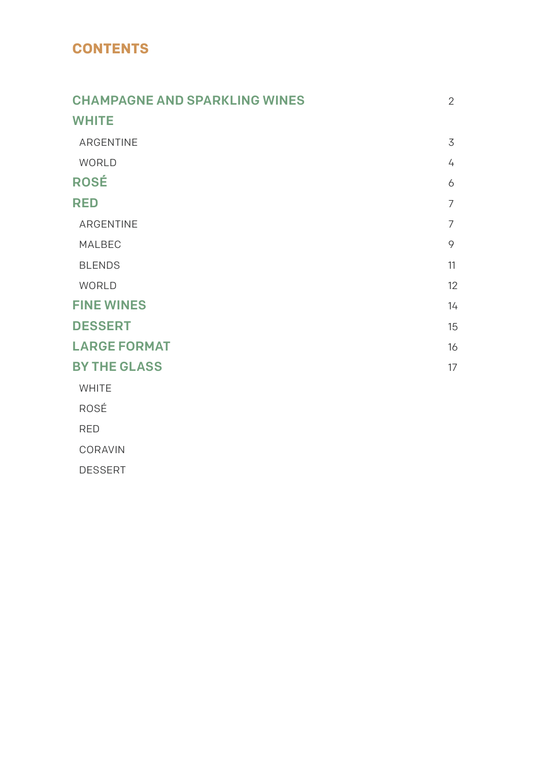# CONTENTS

| | |
|---|---|
| **CHAMPAGNE AND SPARKLING WINES** | 2 |
| **WHITE** | |
| ARGENTINE | 3 |
| WORLD | 4 |
| **ROSÉ** | 6 |
| **RED** | 7 |
| ARGENTINE | 7 |
| MALBEC | 9 |
| BLENDS | 11 |
| WORLD | 12 |
| **FINE WINES** | 14 |
| **DESSERT** | 15 |
| **LARGE FORMAT** | 16 |
| **BY THE GLASS** | 17 |
| WHITE | |
| ROSÉ | |
| RED | |
| CORAVIN | |
| DESSERT | |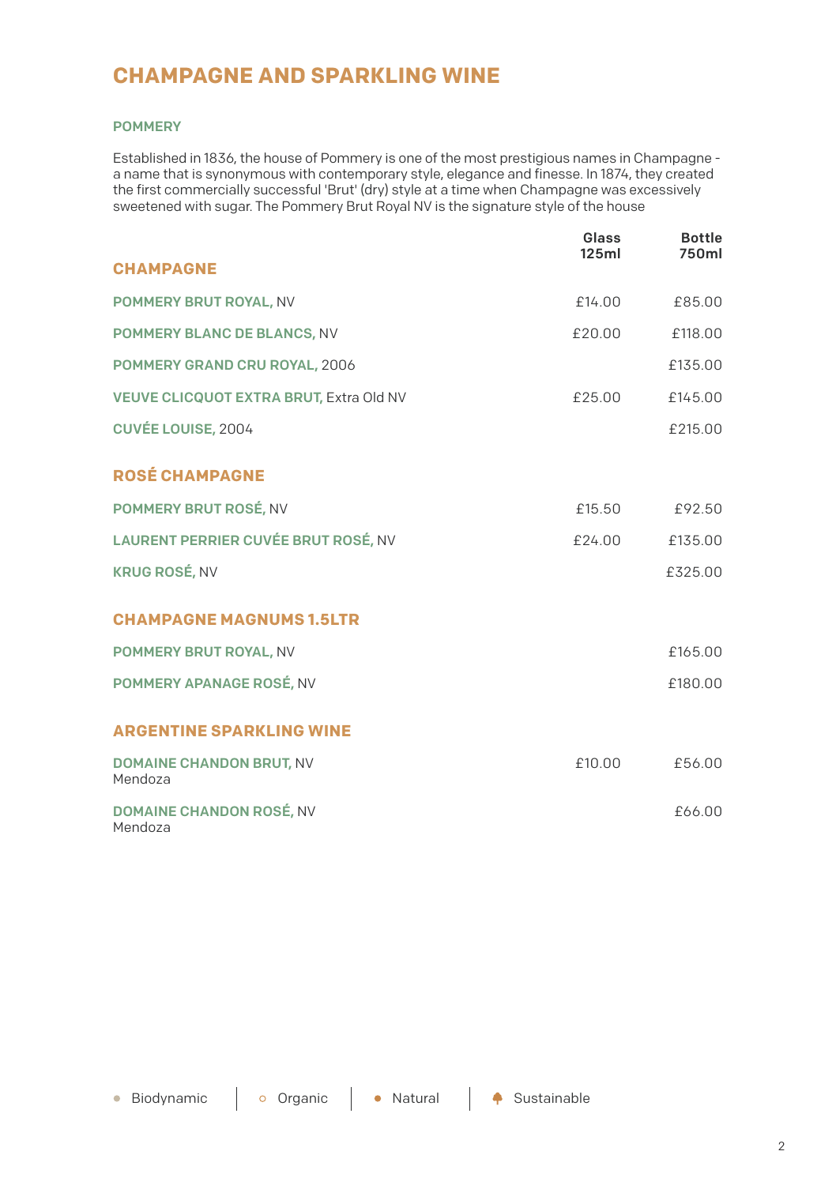# CHAMPAGNE AND SPARKLING WINE

### POMMERY

Established in 1836, the house of Pommery is one of the most prestigious names in Champagne - a name that is synonymous with contemporary style, elegance and finesse. In 1874, they created the first commercially successful 'Brut' (dry) style at a time when Champagne was excessively sweetened with sugar. The Pommery Brut Royal NV is the signature style of the house

| | Glass 125ml | Bottle 750ml |
|---|---|---|
| **CHAMPAGNE** | | |
| **POMMERY BRUT ROYAL,** NV | £14.00 | £85.00 |
| **POMMERY BLANC DE BLANCS,** NV | £20.00 | £118.00 |
| **POMMERY GRAND CRU ROYAL,** 2006 | | £135.00 |
| **VEUVE CLICQUOT EXTRA BRUT,** Extra Old NV | £25.00 | £145.00 |
| **CUVÉE LOUISE,** 2004 | | £215.00 |
| **ROSÉ CHAMPAGNE** | | |
| **POMMERY BRUT ROSÉ,** NV | £15.50 | £92.50 |
| **LAURENT PERRIER CUVÉE BRUT ROSÉ,** NV | £24.00 | £135.00 |
| **KRUG ROSÉ,** NV | | £325.00 |
| **CHAMPAGNE MAGNUMS 1.5LTR** | | |
| **POMMERY BRUT ROYAL,** NV | | £165.00 |
| **POMMERY APANAGE ROSÉ,** NV | | £180.00 |
| **ARGENTINE SPARKLING WINE** | | |
| **DOMAINE CHANDON BRUT,** NV<br>Mendoza | £10.00 | £56.00 |
| **DOMAINE CHANDON ROSÉ,** NV<br>Mendoza | | £66.00 |

● Biodynamic | ○ Organic | ● Natural | Sustainable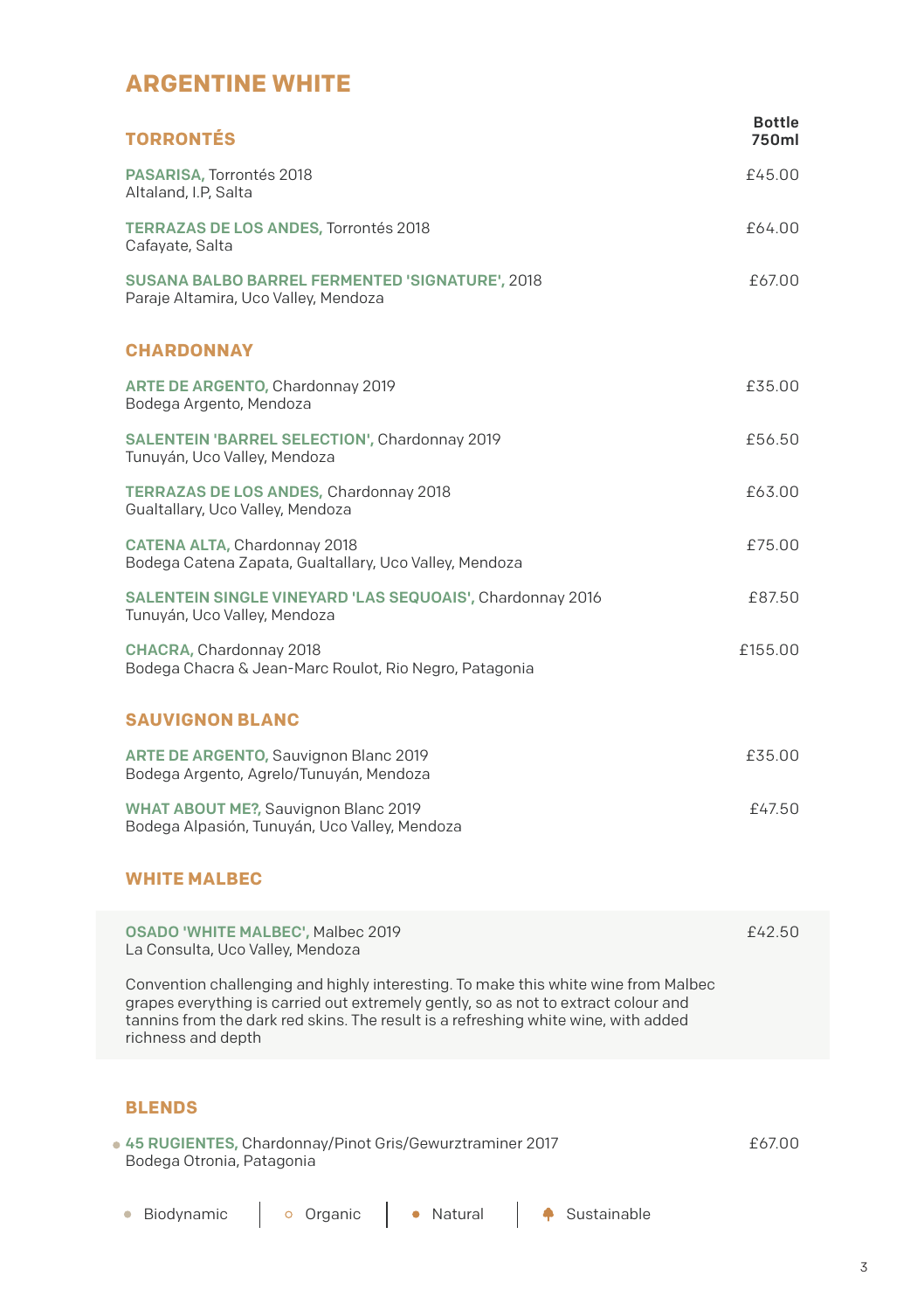# ARGENTINE WHITE

## TORRONTÉS

| | Bottle 750ml |
|---|---|
| **PASARISA,** Torrontés 2018<br>Altaland, I.P, Salta | £45.00 |
| **TERRAZAS DE LOS ANDES,** Torrontés 2018<br>Cafayate, Salta | £64.00 |
| **SUSANA BALBO BARREL FERMENTED 'SIGNATURE',** 2018<br>Paraje Altamira, Uco Valley, Mendoza | £67.00 |

## CHARDONNAY

| | |
|---|---|
| **ARTE DE ARGENTO,** Chardonnay 2019<br>Bodega Argento, Mendoza | £35.00 |
| **SALENTEIN 'BARREL SELECTION',** Chardonnay 2019<br>Tunuyán, Uco Valley, Mendoza | £56.50 |
| **TERRAZAS DE LOS ANDES,** Chardonnay 2018<br>Gualtallary, Uco Valley, Mendoza | £63.00 |
| **CATENA ALTA,** Chardonnay 2018<br>Bodega Catena Zapata, Gualtallary, Uco Valley, Mendoza | £75.00 |
| **SALENTEIN SINGLE VINEYARD 'LAS SEQUOAIS',** Chardonnay 2016<br>Tunuyán, Uco Valley, Mendoza | £87.50 |
| **CHACRA,** Chardonnay 2018<br>Bodega Chacra & Jean-Marc Roulot, Rio Negro, Patagonia | £155.00 |

## SAUVIGNON BLANC

| | |
|---|---|
| **ARTE DE ARGENTO,** Sauvignon Blanc 2019<br>Bodega Argento, Agrelo/Tunuyán, Mendoza | £35.00 |
| **WHAT ABOUT ME?,** Sauvignon Blanc 2019<br>Bodega Alpasión, Tunuyán, Uco Valley, Mendoza | £47.50 |

## WHITE MALBEC

| | |
|---|---|
| **OSADO 'WHITE MALBEC',** Malbec 2019<br>La Consulta, Uco Valley, Mendoza | £42.50 |

Convention challenging and highly interesting. To make this white wine from Malbec grapes everything is carried out extremely gently, so as not to extract colour and tannins from the dark red skins. The result is a refreshing white wine, with added richness and depth

## BLENDS

| | |
|---|---|
| ● **45 RUGIENTES,** Chardonnay/Pinot Gris/Gewurztraminer 2017<br>Bodega Otronia, Patagonia | £67.00 |

● Biodynamic | ○ Organic | ● Natural | Sustainable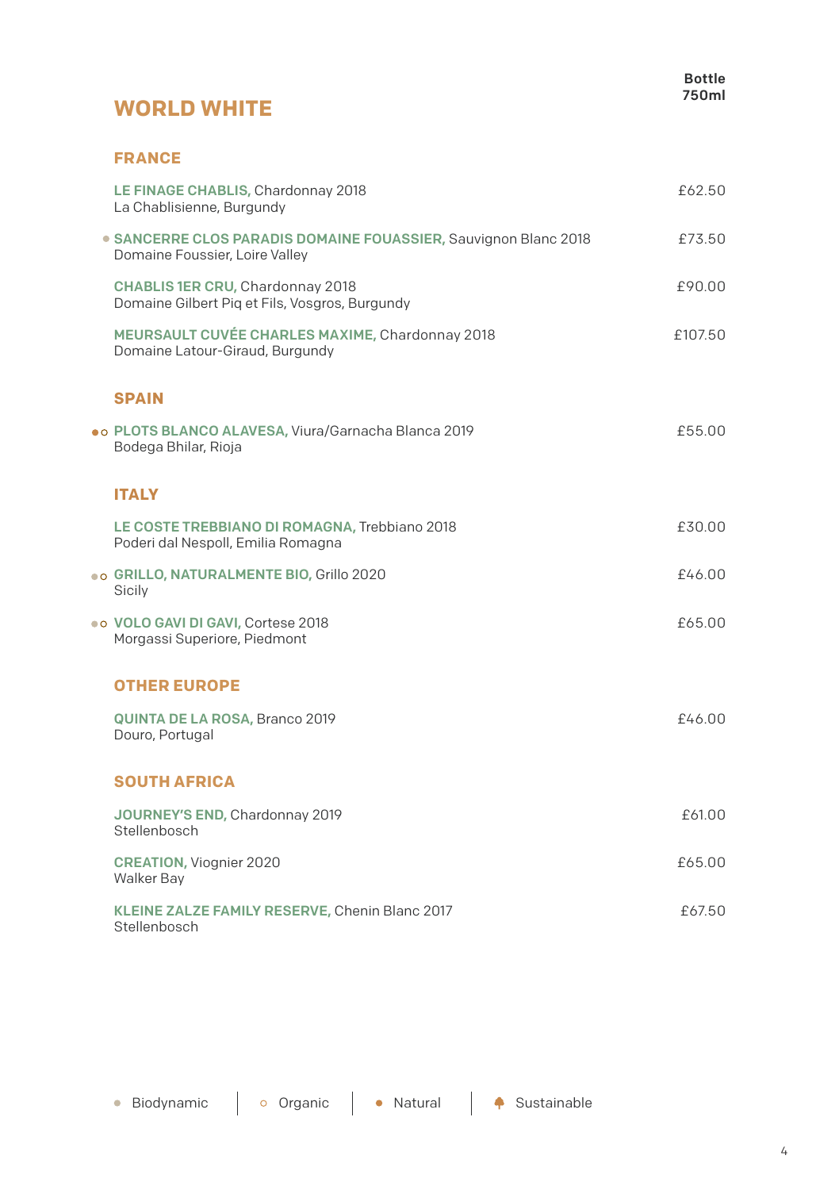# WORLD WHITE

**Bottle 750ml**

## FRANCE

| Wine | Bottle 750ml |
|---|---|
| **LE FINAGE CHABLIS,** Chardonnay 2018<br>La Chablisienne, Burgundy | £62.50 |
| ● **SANCERRE CLOS PARADIS DOMAINE FOUASSIER,** Sauvignon Blanc 2018<br>Domaine Foussier, Loire Valley | £73.50 |
| **CHABLIS 1ER CRU,** Chardonnay 2018<br>Domaine Gilbert Piq et Fils, Vosgros, Burgundy | £90.00 |
| **MEURSAULT CUVÉE CHARLES MAXIME,** Chardonnay 2018<br>Domaine Latour-Giraud, Burgundy | £107.50 |

## SPAIN

| Wine | Bottle 750ml |
|---|---|
| ●○ **PLOTS BLANCO ALAVESA,** Viura/Garnacha Blanca 2019<br>Bodega Bhilar, Rioja | £55.00 |

## ITALY

| Wine | Bottle 750ml |
|---|---|
| **LE COSTE TREBBIANO DI ROMAGNA,** Trebbiano 2018<br>Poderi dal Nespoll, Emilia Romagna | £30.00 |
| ●○ **GRILLO, NATURALMENTE BIO,** Grillo 2020<br>Sicily | £46.00 |
| ●○ **VOLO GAVI DI GAVI,** Cortese 2018<br>Morgassi Superiore, Piedmont | £65.00 |

## OTHER EUROPE

| Wine | Bottle 750ml |
|---|---|
| **QUINTA DE LA ROSA,** Branco 2019<br>Douro, Portugal | £46.00 |

## SOUTH AFRICA

| Wine | Bottle 750ml |
|---|---|
| **JOURNEY'S END,** Chardonnay 2019<br>Stellenbosch | £61.00 |
| **CREATION,** Viognier 2020<br>Walker Bay | £65.00 |
| **KLEINE ZALZE FAMILY RESERVE,** Chenin Blanc 2017<br>Stellenbosch | £67.50 |

● Biodynamic | ○ Organic | ● Natural | Sustainable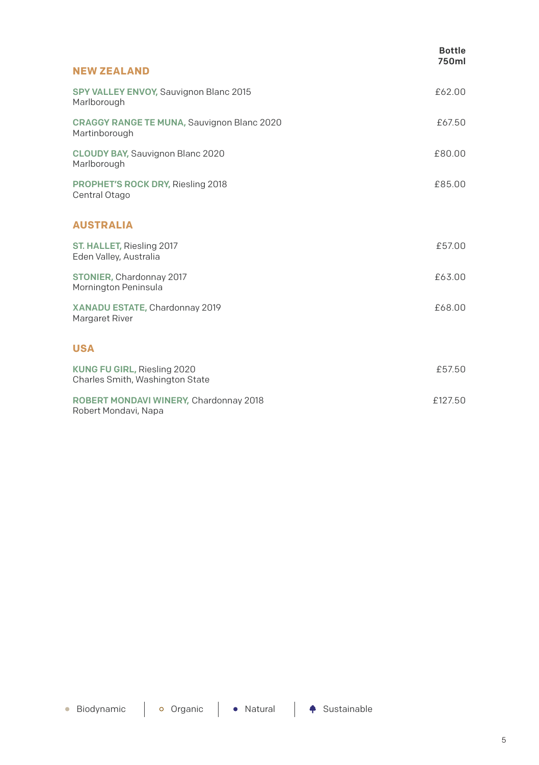| | Bottle 750ml |
|---|---|
| **NEW ZEALAND** | |
| **SPY VALLEY ENVOY,** Sauvignon Blanc 2015<br>Marlborough | £62.00 |
| **CRAGGY RANGE TE MUNA,** Sauvignon Blanc 2020<br>Martinborough | £67.50 |
| **CLOUDY BAY,** Sauvignon Blanc 2020<br>Marlborough | £80.00 |
| **PROPHET'S ROCK DRY,** Riesling 2018<br>Central Otago | £85.00 |
| **AUSTRALIA** | |
| **ST. HALLET,** Riesling 2017<br>Eden Valley, Australia | £57.00 |
| **STONIER,** Chardonnay 2017<br>Mornington Peninsula | £63.00 |
| **XANADU ESTATE,** Chardonnay 2019<br>Margaret River | £68.00 |
| **USA** | |
| **KUNG FU GIRL,** Riesling 2020<br>Charles Smith, Washington State | £57.50 |
| **ROBERT MONDAVI WINERY,** Chardonnay 2018<br>Robert Mondavi, Napa | £127.50 |

● Biodynamic | ○ Organic | • Natural | Sustainable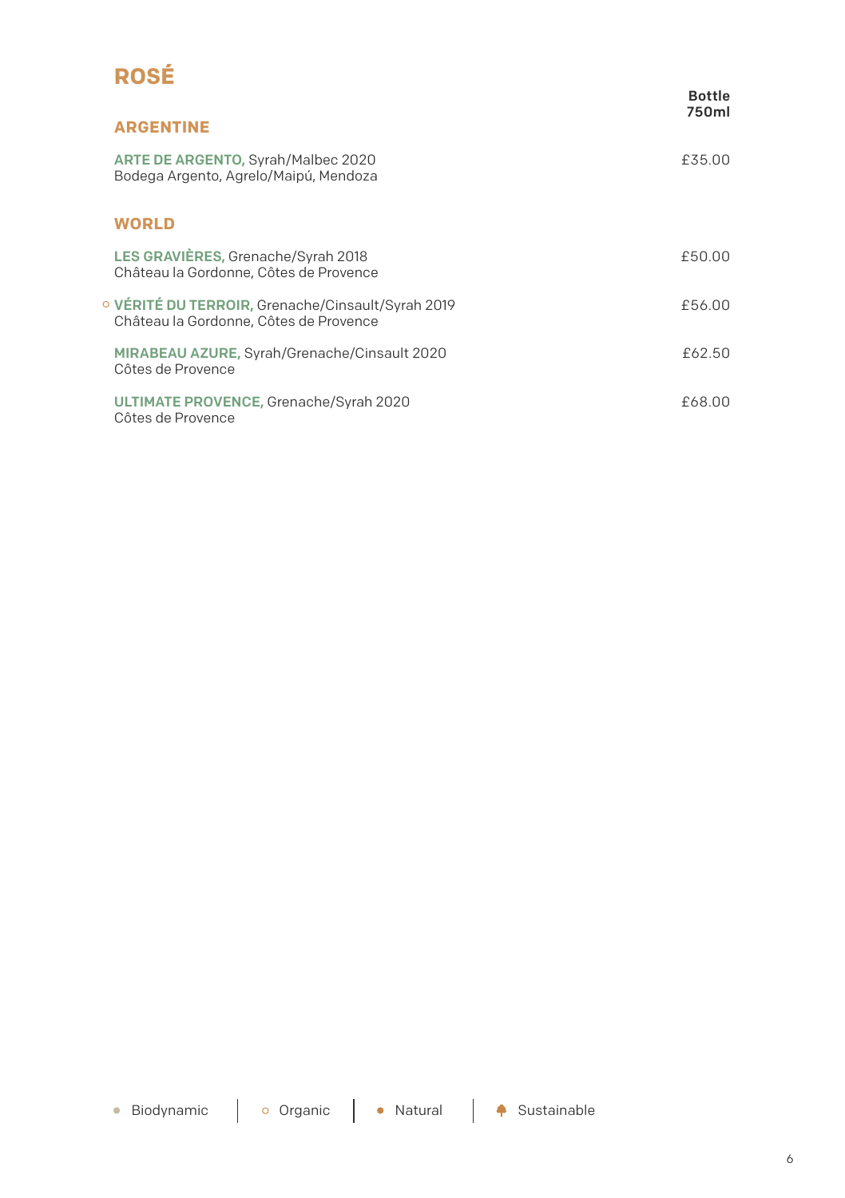# ROSÉ

| | Bottle 750ml |
|---|---|
| **ARGENTINE** | |
| **ARTE DE ARGENTO,** Syrah/Malbec 2020<br>Bodega Argento, Agrelo/Maipú, Mendoza | £35.00 |
| **WORLD** | |
| **LES GRAVIÈRES,** Grenache/Syrah 2018<br>Château la Gordonne, Côtes de Provence | £50.00 |
| ○ **VÉRITÉ DU TERROIR,** Grenache/Cinsault/Syrah 2019<br>Château la Gordonne, Côtes de Provence | £56.00 |
| **MIRABEAU AZURE,** Syrah/Grenache/Cinsault 2020<br>Côtes de Provence | £62.50 |
| **ULTIMATE PROVENCE,** Grenache/Syrah 2020<br>Côtes de Provence | £68.00 |

● Biodynamic | ○ Organic | ● Natural | Sustainable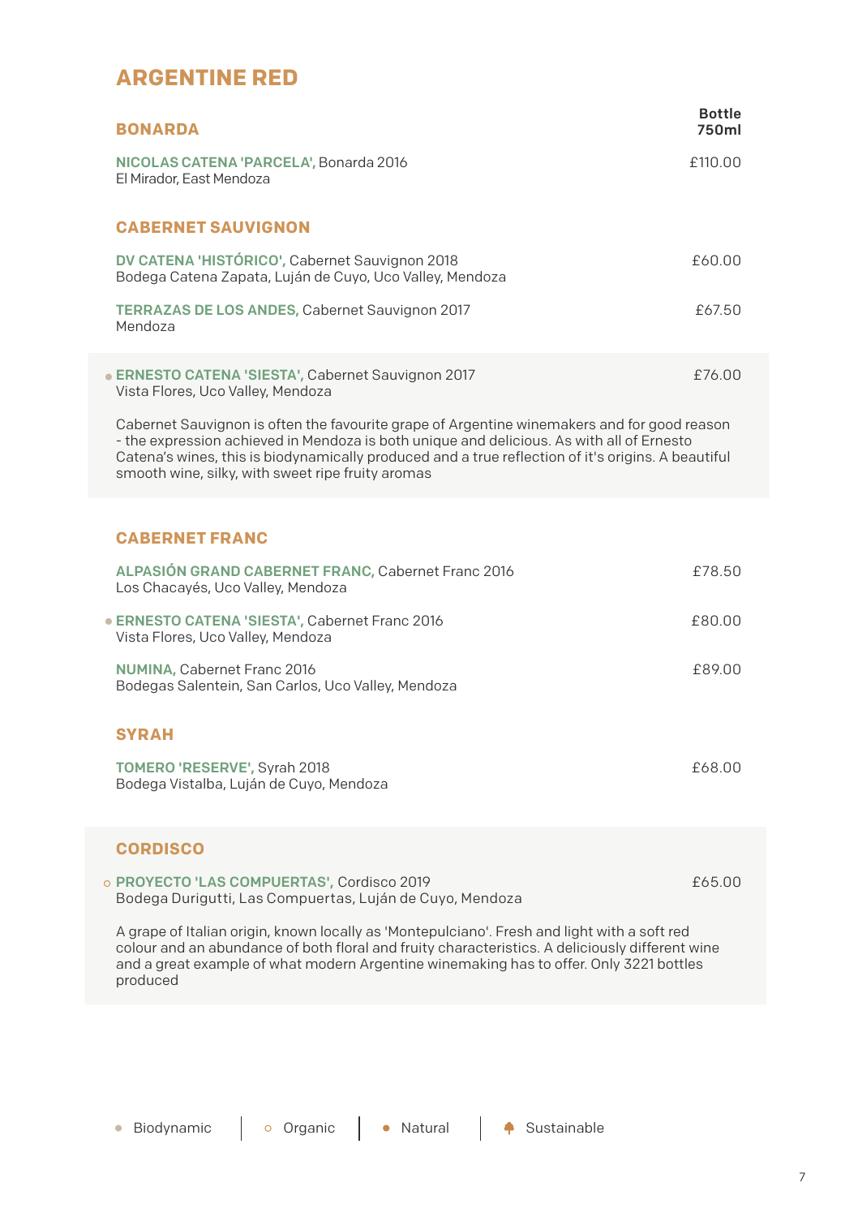# ARGENTINE RED

## BONARDA

**Bottle 750ml**

**NICOLAS CATENA 'PARCELA',** Bonarda 2016 — £110.00
El Mirador, East Mendoza

## CABERNET SAUVIGNON

**DV CATENA 'HISTÓRICO',** Cabernet Sauvignon 2018 — £60.00
Bodega Catena Zapata, Luján de Cuyo, Uco Valley, Mendoza

**TERRAZAS DE LOS ANDES,** Cabernet Sauvignon 2017 — £67.50
Mendoza

● **ERNESTO CATENA 'SIESTA',** Cabernet Sauvignon 2017 — £76.00
Vista Flores, Uco Valley, Mendoza

Cabernet Sauvignon is often the favourite grape of Argentine winemakers and for good reason - the expression achieved in Mendoza is both unique and delicious. As with all of Ernesto Catena's wines, this is biodynamically produced and a true reflection of it's origins. A beautiful smooth wine, silky, with sweet ripe fruity aromas

## CABERNET FRANC

**ALPASIÓN GRAND CABERNET FRANC,** Cabernet Franc 2016 — £78.50
Los Chacayés, Uco Valley, Mendoza

● **ERNESTO CATENA 'SIESTA',** Cabernet Franc 2016 — £80.00
Vista Flores, Uco Valley, Mendoza

**NUMINA,** Cabernet Franc 2016 — £89.00
Bodegas Salentein, San Carlos, Uco Valley, Mendoza

## SYRAH

**TOMERO 'RESERVE',** Syrah 2018 — £68.00
Bodega Vistalba, Luján de Cuyo, Mendoza

## CORDISCO

○ **PROYECTO 'LAS COMPUERTAS',** Cordisco 2019 — £65.00
Bodega Durigutti, Las Compuertas, Luján de Cuyo, Mendoza

A grape of Italian origin, known locally as 'Montepulciano'. Fresh and light with a soft red colour and an abundance of both floral and fruity characteristics. A deliciously different wine and a great example of what modern Argentine winemaking has to offer. Only 3221 bottles produced

● Biodynamic | ○ Organic | ● Natural | Sustainable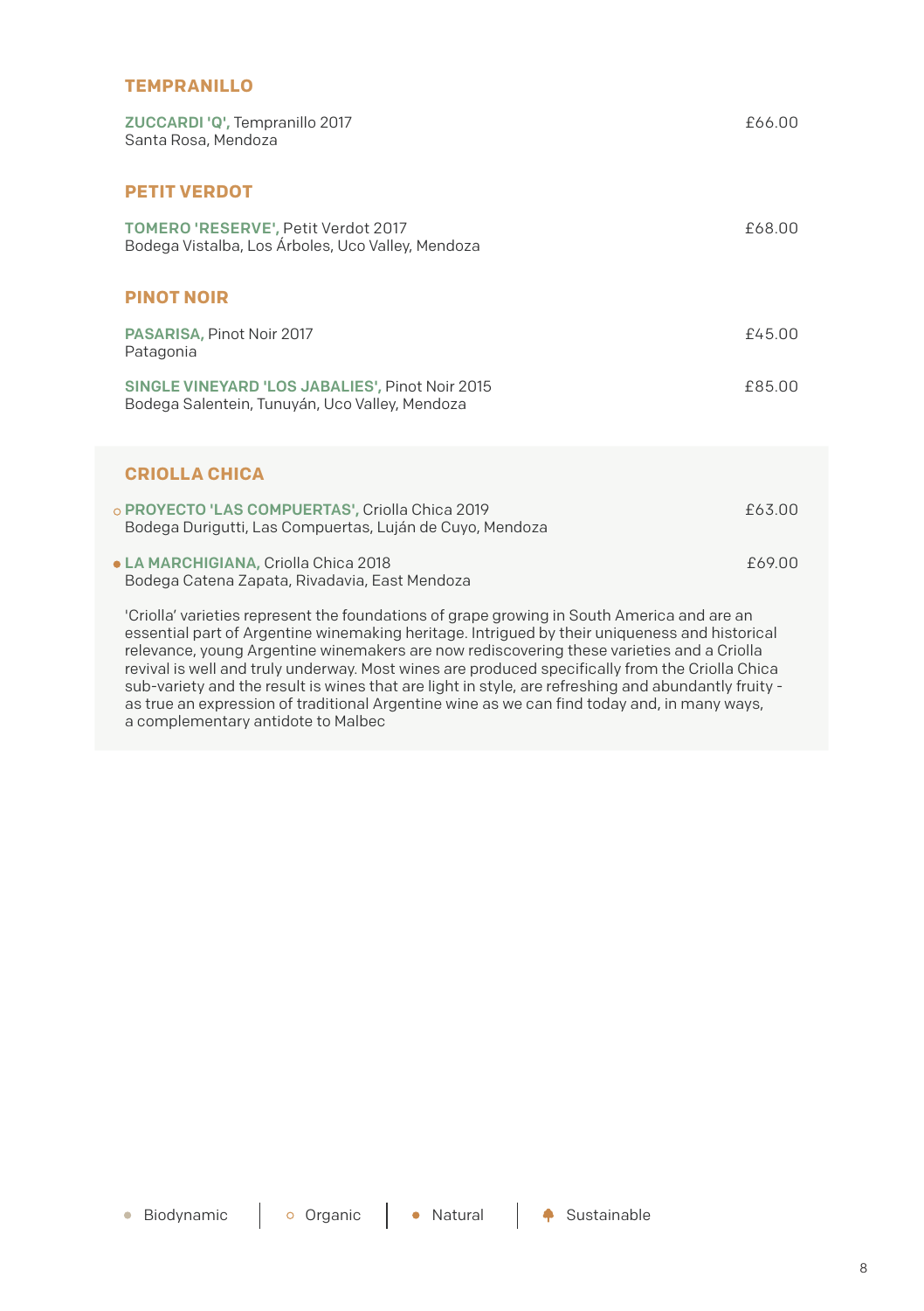## TEMPRANILLO

**ZUCCARDI 'Q',** Tempranillo 2017 — £66.00
Santa Rosa, Mendoza

## PETIT VERDOT

**TOMERO 'RESERVE',** Petit Verdot 2017 — £68.00
Bodega Vistalba, Los Árboles, Uco Valley, Mendoza

## PINOT NOIR

**PASARISA,** Pinot Noir 2017 — £45.00
Patagonia

**SINGLE VINEYARD 'LOS JABALIES',** Pinot Noir 2015 — £85.00
Bodega Salentein, Tunuyán, Uco Valley, Mendoza

## CRIOLLA CHICA

○ **PROYECTO 'LAS COMPUERTAS',** Criolla Chica 2019 — £63.00
Bodega Durigutti, Las Compuertas, Luján de Cuyo, Mendoza

● **LA MARCHIGIANA,** Criolla Chica 2018 — £69.00
Bodega Catena Zapata, Rivadavia, East Mendoza

'Criolla' varieties represent the foundations of grape growing in South America and are an essential part of Argentine winemaking heritage. Intrigued by their uniqueness and historical relevance, young Argentine winemakers are now rediscovering these varieties and a Criolla revival is well and truly underway. Most wines are produced specifically from the Criolla Chica sub-variety and the result is wines that are light in style, are refreshing and abundantly fruity - as true an expression of traditional Argentine wine as we can find today and, in many ways, a complementary antidote to Malbec

● Biodynamic | ○ Organic | ● Natural | Sustainable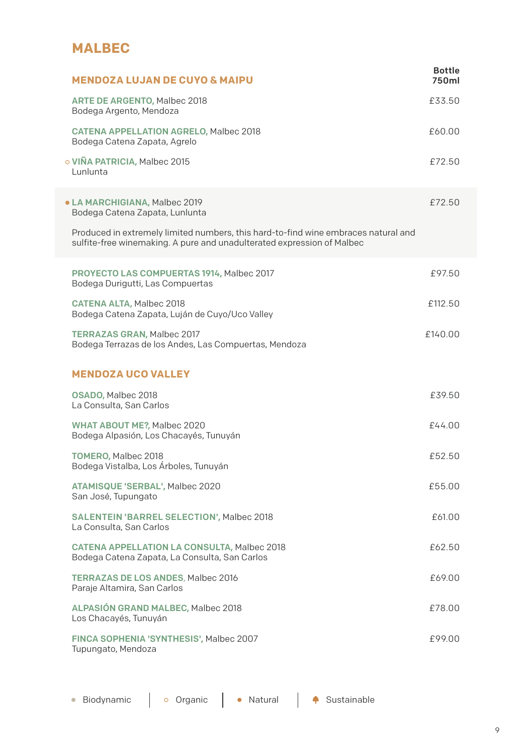# MALBEC

## MENDOZA LUJAN DE CUYO & MAIPU

| | Bottle 750ml |
|---|---|
| **ARTE DE ARGENTO,** Malbec 2018<br>Bodega Argento, Mendoza | £33.50 |
| **CATENA APPELLATION AGRELO,** Malbec 2018<br>Bodega Catena Zapata, Agrelo | £60.00 |
| ○ **VIÑA PATRICIA,** Malbec 2015<br>Lunlunta | £72.50 |
| ● **LA MARCHIGIANA,** Malbec 2019<br>Bodega Catena Zapata, Lunlunta<br>Produced in extremely limited numbers, this hard-to-find wine embraces natural and sulfite-free winemaking. A pure and unadulterated expression of Malbec | £72.50 |
| **PROYECTO LAS COMPUERTAS 1914,** Malbec 2017<br>Bodega Durigutti, Las Compuertas | £97.50 |
| **CATENA ALTA,** Malbec 2018<br>Bodega Catena Zapata, Luján de Cuyo/Uco Valley | £112.50 |
| **TERRAZAS GRAN,** Malbec 2017<br>Bodega Terrazas de los Andes, Las Compuertas, Mendoza | £140.00 |

## MENDOZA UCO VALLEY

| | Bottle 750ml |
|---|---|
| **OSADO,** Malbec 2018<br>La Consulta, San Carlos | £39.50 |
| **WHAT ABOUT ME?,** Malbec 2020<br>Bodega Alpasión, Los Chacayés, Tunuyán | £44.00 |
| **TOMERO,** Malbec 2018<br>Bodega Vistalba, Los Árboles, Tunuyán | £52.50 |
| **ATAMISQUE 'SERBAL',** Malbec 2020<br>San José, Tupungato | £55.00 |
| **SALENTEIN 'BARREL SELECTION',** Malbec 2018<br>La Consulta, San Carlos | £61.00 |
| **CATENA APPELLATION LA CONSULTA,** Malbec 2018<br>Bodega Catena Zapata, La Consulta, San Carlos | £62.50 |
| **TERRAZAS DE LOS ANDES,** Malbec 2016<br>Paraje Altamira, San Carlos | £69.00 |
| **ALPASIÓN GRAND MALBEC,** Malbec 2018<br>Los Chacayés, Tunuyán | £78.00 |
| **FINCA SOPHENIA 'SYNTHESIS',** Malbec 2007<br>Tupungato, Mendoza | £99.00 |

● Biodynamic | ○ Organic | ● Natural | Sustainable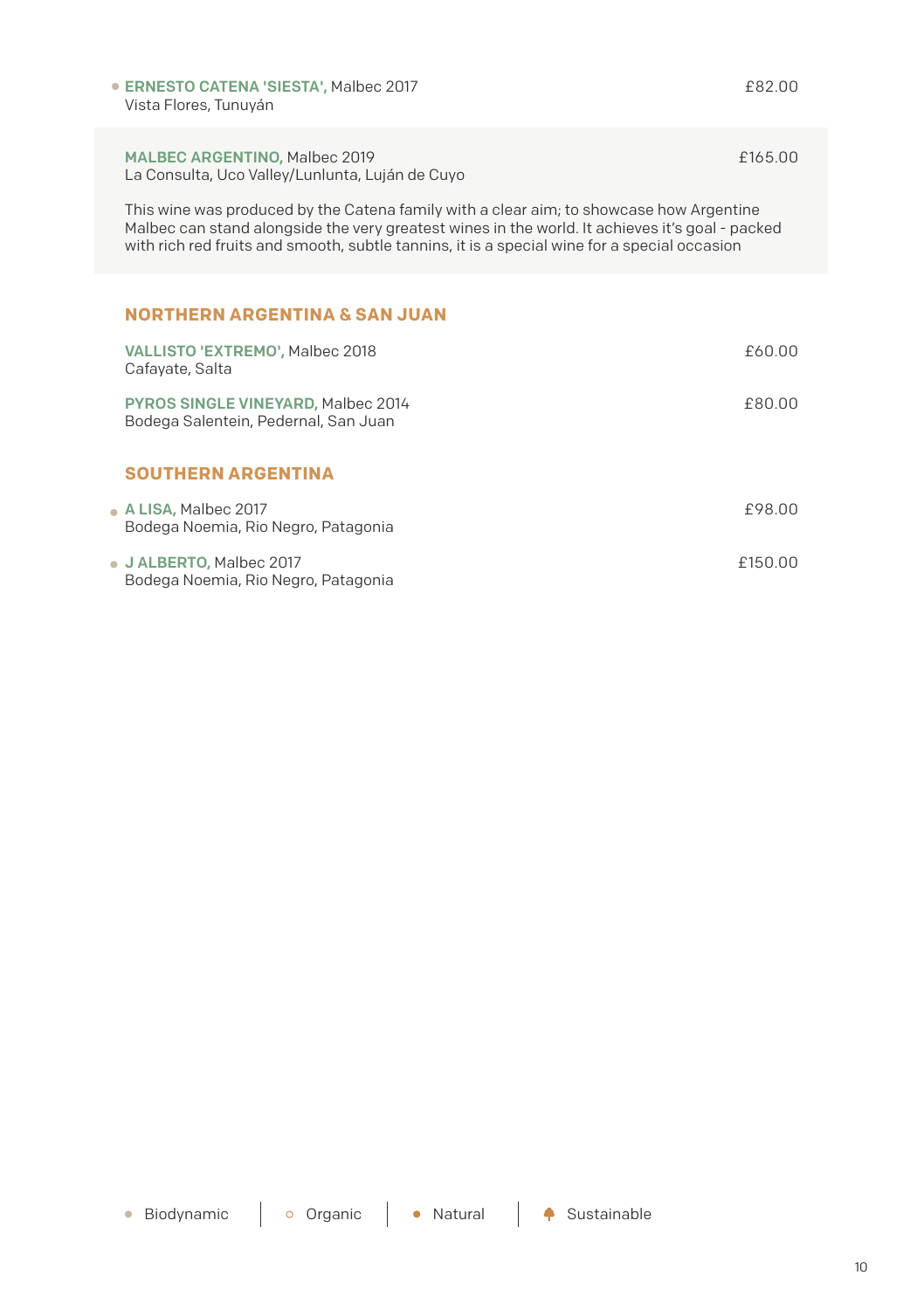• **ERNESTO CATENA 'SIESTA',** Malbec 2017 — £82.00
Vista Flores, Tunuyán

**MALBEC ARGENTINO,** Malbec 2019 — £165.00
La Consulta, Uco Valley/Lunlunta, Luján de Cuyo

This wine was produced by the Catena family with a clear aim; to showcase how Argentine Malbec can stand alongside the very greatest wines in the world. It achieves it's goal - packed with rich red fruits and smooth, subtle tannins, it is a special wine for a special occasion

## NORTHERN ARGENTINA & SAN JUAN

**VALLISTO 'EXTREMO',** Malbec 2018 — £60.00
Cafayate, Salta

**PYROS SINGLE VINEYARD,** Malbec 2014 — £80.00
Bodega Salentein, Pedernal, San Juan

## SOUTHERN ARGENTINA

• **A LISA,** Malbec 2017 — £98.00
Bodega Noemia, Rio Negro, Patagonia

• **J ALBERTO,** Malbec 2017 — £150.00
Bodega Noemia, Rio Negro, Patagonia

• Biodynamic | ○ Organic | • Natural | Sustainable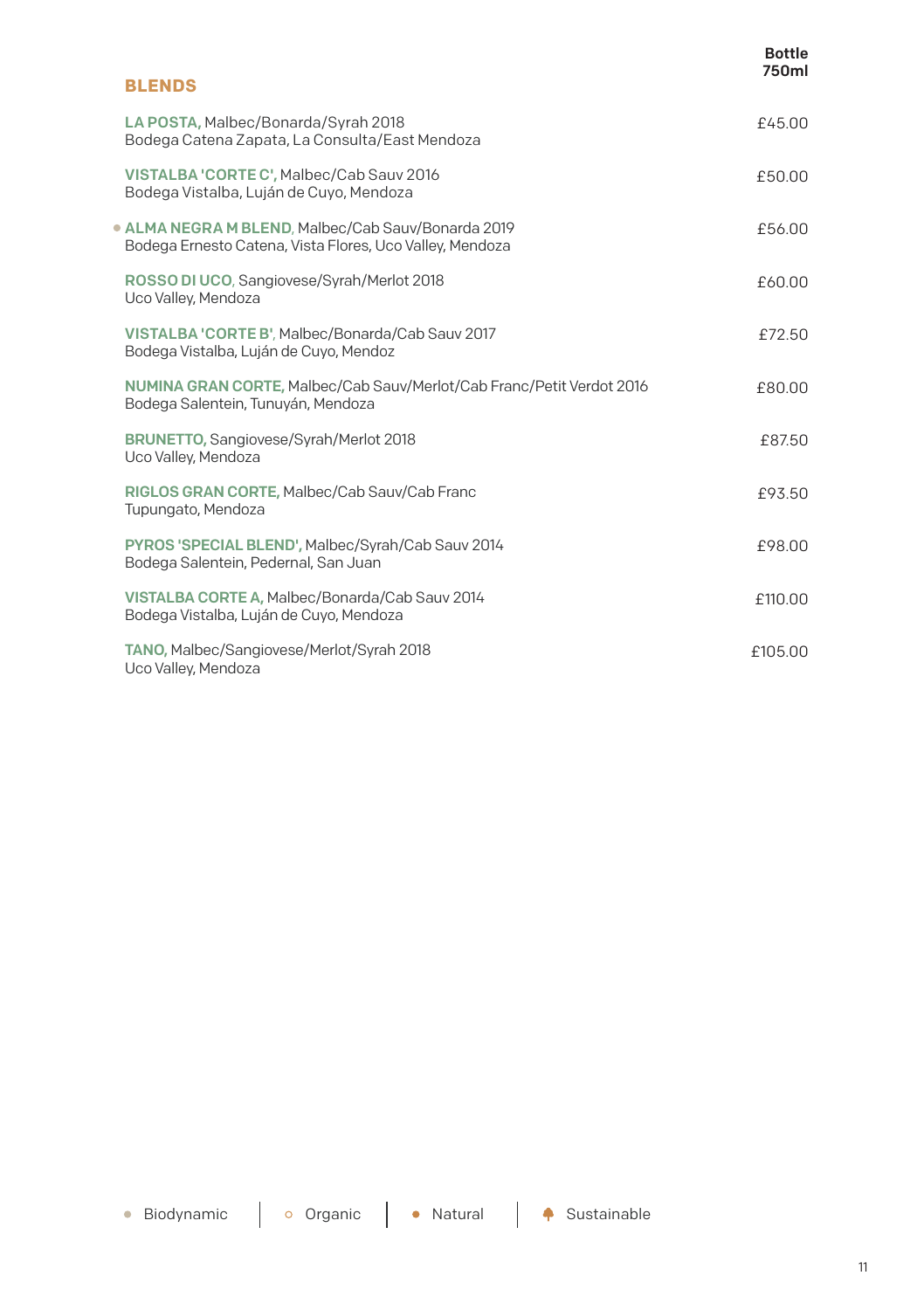## BLENDS

| | Bottle 750ml |
|---|---|
| **LA POSTA,** Malbec/Bonarda/Syrah 2018<br>Bodega Catena Zapata, La Consulta/East Mendoza | £45.00 |
| **VISTALBA 'CORTE C',** Malbec/Cab Sauv 2016<br>Bodega Vistalba, Luján de Cuyo, Mendoza | £50.00 |
| • **ALMA NEGRA M BLEND**, Malbec/Cab Sauv/Bonarda 2019<br>Bodega Ernesto Catena, Vista Flores, Uco Valley, Mendoza | £56.00 |
| **ROSSO DI UCO**, Sangiovese/Syrah/Merlot 2018<br>Uco Valley, Mendoza | £60.00 |
| **VISTALBA 'CORTE B'**, Malbec/Bonarda/Cab Sauv 2017<br>Bodega Vistalba, Luján de Cuyo, Mendoz | £72.50 |
| **NUMINA GRAN CORTE,** Malbec/Cab Sauv/Merlot/Cab Franc/Petit Verdot 2016<br>Bodega Salentein, Tunuyán, Mendoza | £80.00 |
| **BRUNETTO,** Sangiovese/Syrah/Merlot 2018<br>Uco Valley, Mendoza | £87.50 |
| **RIGLOS GRAN CORTE,** Malbec/Cab Sauv/Cab Franc<br>Tupungato, Mendoza | £93.50 |
| **PYROS 'SPECIAL BLEND',** Malbec/Syrah/Cab Sauv 2014<br>Bodega Salentein, Pedernal, San Juan | £98.00 |
| **VISTALBA CORTE A,** Malbec/Bonarda/Cab Sauv 2014<br>Bodega Vistalba, Luján de Cuyo, Mendoza | £110.00 |
| **TANO,** Malbec/Sangiovese/Merlot/Syrah 2018<br>Uco Valley, Mendoza | £105.00 |

• Biodynamic | ○ Organic | • Natural | Sustainable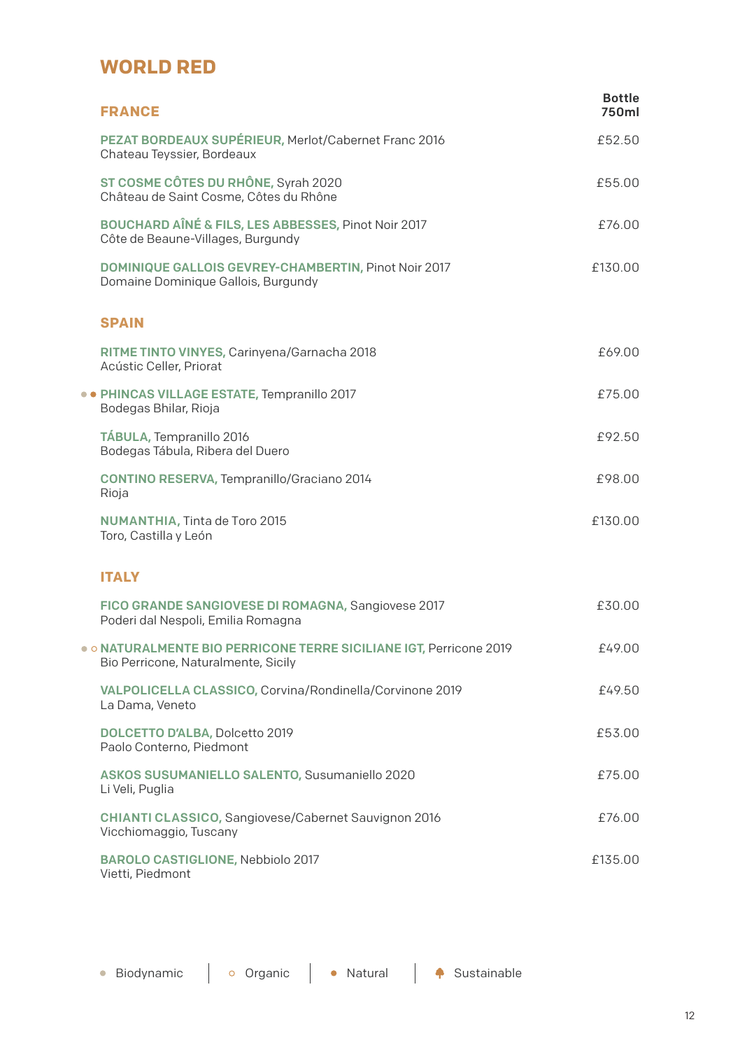# WORLD RED

## FRANCE

| Wine | Bottle 750ml |
|---|---|
| **PEZAT BORDEAUX SUPÉRIEUR,** Merlot/Cabernet Franc 2016<br>Chateau Teyssier, Bordeaux | £52.50 |
| **ST COSME CÔTES DU RHÔNE,** Syrah 2020<br>Château de Saint Cosme, Côtes du Rhône | £55.00 |
| **BOUCHARD AÎNÉ & FILS, LES ABBESSES,** Pinot Noir 2017<br>Côte de Beaune-Villages, Burgundy | £76.00 |
| **DOMINIQUE GALLOIS GEVREY-CHAMBERTIN,** Pinot Noir 2017<br>Domaine Dominique Gallois, Burgundy | £130.00 |

## SPAIN

| Wine | Bottle 750ml |
|---|---|
| **RITME TINTO VINYES,** Carinyena/Garnacha 2018<br>Acústic Celler, Priorat | £69.00 |
| ● ● **PHINCAS VILLAGE ESTATE,** Tempranillo 2017<br>Bodegas Bhilar, Rioja | £75.00 |
| **TÁBULA,** Tempranillo 2016<br>Bodegas Tábula, Ribera del Duero | £92.50 |
| **CONTINO RESERVA,** Tempranillo/Graciano 2014<br>Rioja | £98.00 |
| **NUMANTHIA,** Tinta de Toro 2015<br>Toro, Castilla y León | £130.00 |

## ITALY

| Wine | Bottle 750ml |
|---|---|
| **FICO GRANDE SANGIOVESE DI ROMAGNA,** Sangiovese 2017<br>Poderi dal Nespoli, Emilia Romagna | £30.00 |
| ● ○ **NATURALMENTE BIO PERRICONE TERRE SICILIANE IGT,** Perricone 2019<br>Bio Perricone, Naturalmente, Sicily | £49.00 |
| **VALPOLICELLA CLASSICO,** Corvina/Rondinella/Corvinone 2019<br>La Dama, Veneto | £49.50 |
| **DOLCETTO D'ALBA,** Dolcetto 2019<br>Paolo Conterno, Piedmont | £53.00 |
| **ASKOS SUSUMANIELLO SALENTO,** Susumaniello 2020<br>Li Veli, Puglia | £75.00 |
| **CHIANTI CLASSICO,** Sangiovese/Cabernet Sauvignon 2016<br>Vicchiomaggio, Tuscany | £76.00 |
| **BAROLO CASTIGLIONE,** Nebbiolo 2017<br>Vietti, Piedmont | £135.00 |

● Biodynamic | ○ Organic | ● Natural | Sustainable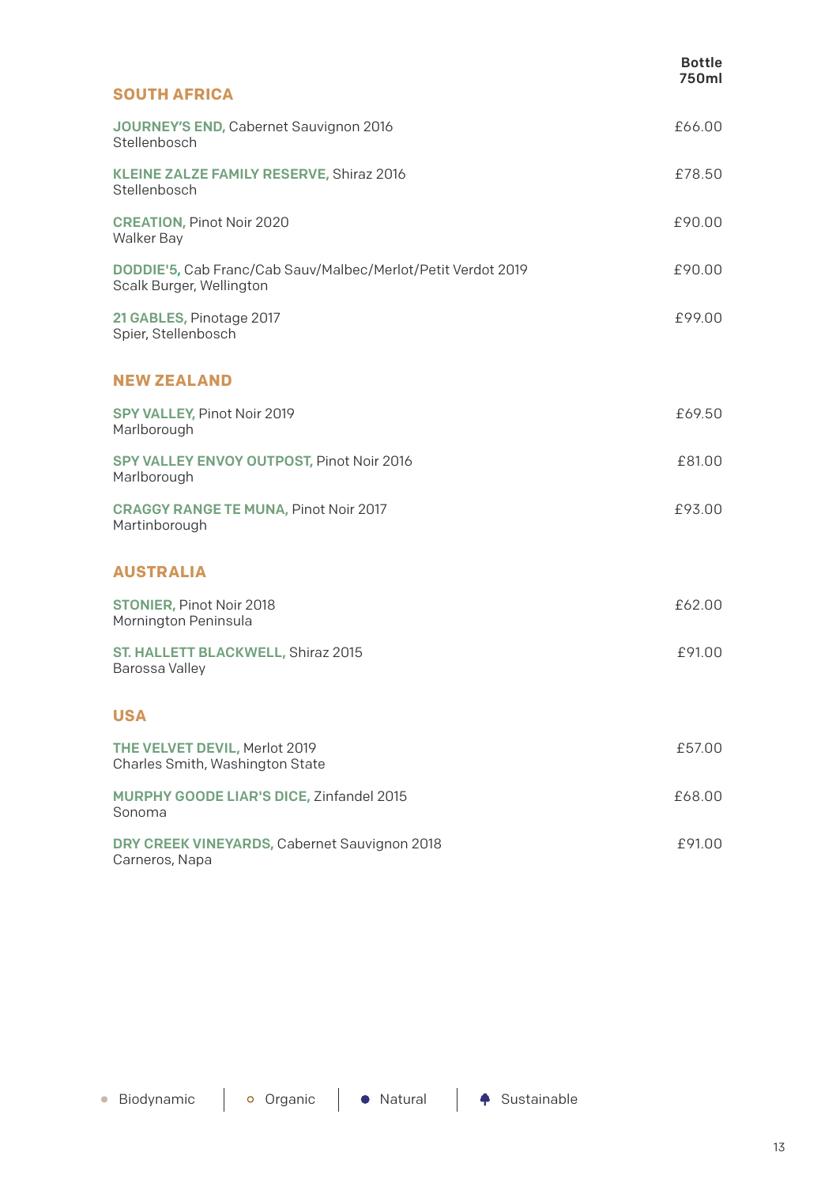**Bottle 750ml**

## SOUTH AFRICA

| Wine | Bottle 750ml |
|---|---|
| **JOURNEY'S END,** Cabernet Sauvignon 2016<br>Stellenbosch | £66.00 |
| **KLEINE ZALZE FAMILY RESERVE,** Shiraz 2016<br>Stellenbosch | £78.50 |
| **CREATION,** Pinot Noir 2020<br>Walker Bay | £90.00 |
| **DODDIE'5,** Cab Franc/Cab Sauv/Malbec/Merlot/Petit Verdot 2019<br>Scalk Burger, Wellington | £90.00 |
| **21 GABLES,** Pinotage 2017<br>Spier, Stellenbosch | £99.00 |

## NEW ZEALAND

| Wine | Bottle 750ml |
|---|---|
| **SPY VALLEY,** Pinot Noir 2019<br>Marlborough | £69.50 |
| **SPY VALLEY ENVOY OUTPOST,** Pinot Noir 2016<br>Marlborough | £81.00 |
| **CRAGGY RANGE TE MUNA,** Pinot Noir 2017<br>Martinborough | £93.00 |

## AUSTRALIA

| Wine | Bottle 750ml |
|---|---|
| **STONIER,** Pinot Noir 2018<br>Mornington Peninsula | £62.00 |
| **ST. HALLETT BLACKWELL,** Shiraz 2015<br>Barossa Valley | £91.00 |

## USA

| Wine | Bottle 750ml |
|---|---|
| **THE VELVET DEVIL,** Merlot 2019<br>Charles Smith, Washington State | £57.00 |
| **MURPHY GOODE LIAR'S DICE,** Zinfandel 2015<br>Sonoma | £68.00 |
| **DRY CREEK VINEYARDS,** Cabernet Sauvignon 2018<br>Carneros, Napa | £91.00 |

● Biodynamic | ○ Organic | ● Natural | Sustainable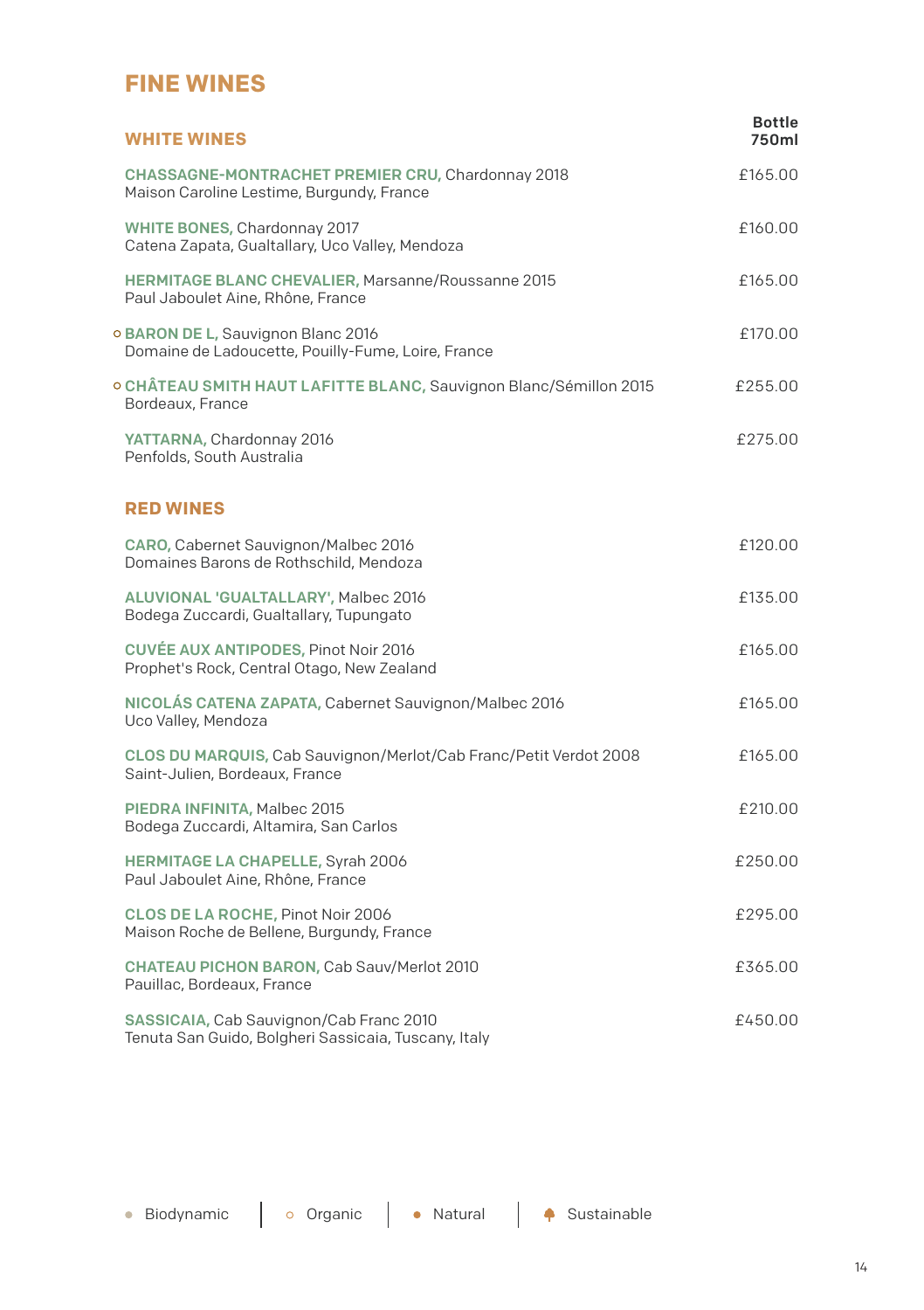# FINE WINES

## WHITE WINES

| | Bottle 750ml |
|---|---|
| **CHASSAGNE-MONTRACHET PREMIER CRU,** Chardonnay 2018<br>Maison Caroline Lestime, Burgundy, France | £165.00 |
| **WHITE BONES,** Chardonnay 2017<br>Catena Zapata, Gualtallary, Uco Valley, Mendoza | £160.00 |
| **HERMITAGE BLANC CHEVALIER,** Marsanne/Roussanne 2015<br>Paul Jaboulet Aine, Rhône, France | £165.00 |
| ○ **BARON DE L,** Sauvignon Blanc 2016<br>Domaine de Ladoucette, Pouilly-Fume, Loire, France | £170.00 |
| ○ **CHÂTEAU SMITH HAUT LAFITTE BLANC,** Sauvignon Blanc/Sémillon 2015<br>Bordeaux, France | £255.00 |
| **YATTARNA,** Chardonnay 2016<br>Penfolds, South Australia | £275.00 |

## RED WINES

| | Bottle 750ml |
|---|---|
| **CARO,** Cabernet Sauvignon/Malbec 2016<br>Domaines Barons de Rothschild, Mendoza | £120.00 |
| **ALUVIONAL 'GUALTALLARY',** Malbec 2016<br>Bodega Zuccardi, Gualtallary, Tupungato | £135.00 |
| **CUVÉE AUX ANTIPODES,** Pinot Noir 2016<br>Prophet's Rock, Central Otago, New Zealand | £165.00 |
| **NICOLÁS CATENA ZAPATA,** Cabernet Sauvignon/Malbec 2016<br>Uco Valley, Mendoza | £165.00 |
| **CLOS DU MARQUIS,** Cab Sauvignon/Merlot/Cab Franc/Petit Verdot 2008<br>Saint-Julien, Bordeaux, France | £165.00 |
| **PIEDRA INFINITA,** Malbec 2015<br>Bodega Zuccardi, Altamira, San Carlos | £210.00 |
| **HERMITAGE LA CHAPELLE,** Syrah 2006<br>Paul Jaboulet Aine, Rhône, France | £250.00 |
| **CLOS DE LA ROCHE,** Pinot Noir 2006<br>Maison Roche de Bellene, Burgundy, France | £295.00 |
| **CHATEAU PICHON BARON,** Cab Sauv/Merlot 2010<br>Pauillac, Bordeaux, France | £365.00 |
| **SASSICAIA,** Cab Sauvignon/Cab Franc 2010<br>Tenuta San Guido, Bolgheri Sassicaia, Tuscany, Italy | £450.00 |

● Biodynamic | ○ Organic | ● Natural | Sustainable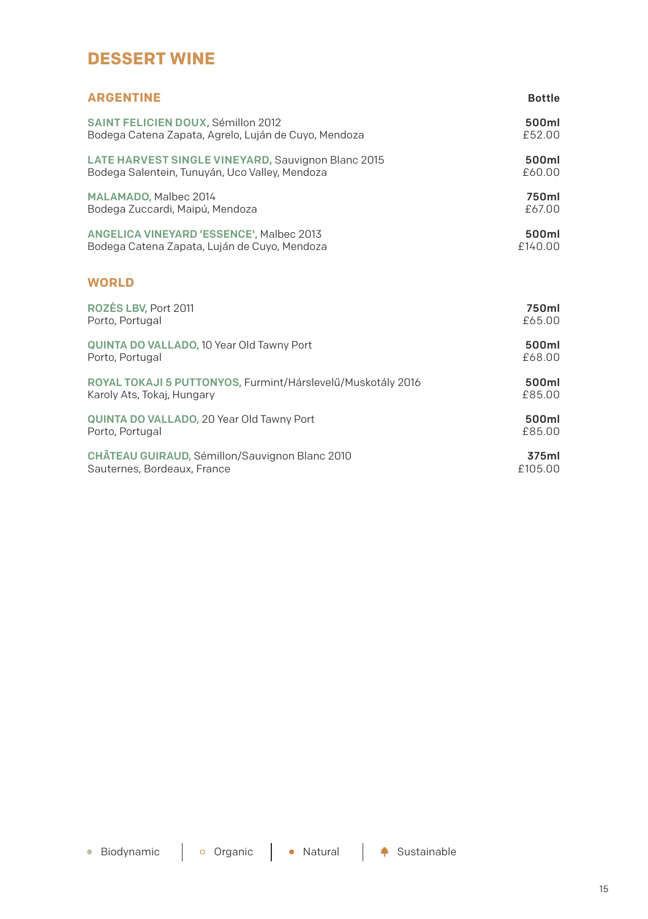# DESSERT WINE

## ARGENTINE

| Wine | Bottle |
|---|---|
| **SAINT FELICIEN DOUX,** Sémillon 2012<br>Bodega Catena Zapata, Agrelo, Luján de Cuyo, Mendoza | **500ml**<br>£52.00 |
| **LATE HARVEST SINGLE VINEYARD,** Sauvignon Blanc 2015<br>Bodega Salentein, Tunuyán, Uco Valley, Mendoza | **500ml**<br>£60.00 |
| **MALAMADO,** Malbec 2014<br>Bodega Zuccardi, Maipú, Mendoza | **750ml**<br>£67.00 |
| **ANGELICA VINEYARD 'ESSENCE',** Malbec 2013<br>Bodega Catena Zapata, Luján de Cuyo, Mendoza | **500ml**<br>£140.00 |

## WORLD

| Wine | Bottle |
|---|---|
| **ROZÈS LBV,** Port 2011<br>Porto, Portugal | **750ml**<br>£65.00 |
| **QUINTA DO VALLADO,** 10 Year Old Tawny Port<br>Porto, Portugal | **500ml**<br>£68.00 |
| **ROYAL TOKAJI 5 PUTTONYOS,** Furmint/Hárslevelű/Muskotály 2016<br>Karoly Ats, Tokaj, Hungary | **500ml**<br>£85.00 |
| **QUINTA DO VALLADO,** 20 Year Old Tawny Port<br>Porto, Portugal | **500ml**<br>£85.00 |
| **CHÂTEAU GUIRAUD,** Sémillon/Sauvignon Blanc 2010<br>Sauternes, Bordeaux, France | **375ml**<br>£105.00 |

• Biodynamic | ○ Organic | • Natural | Sustainable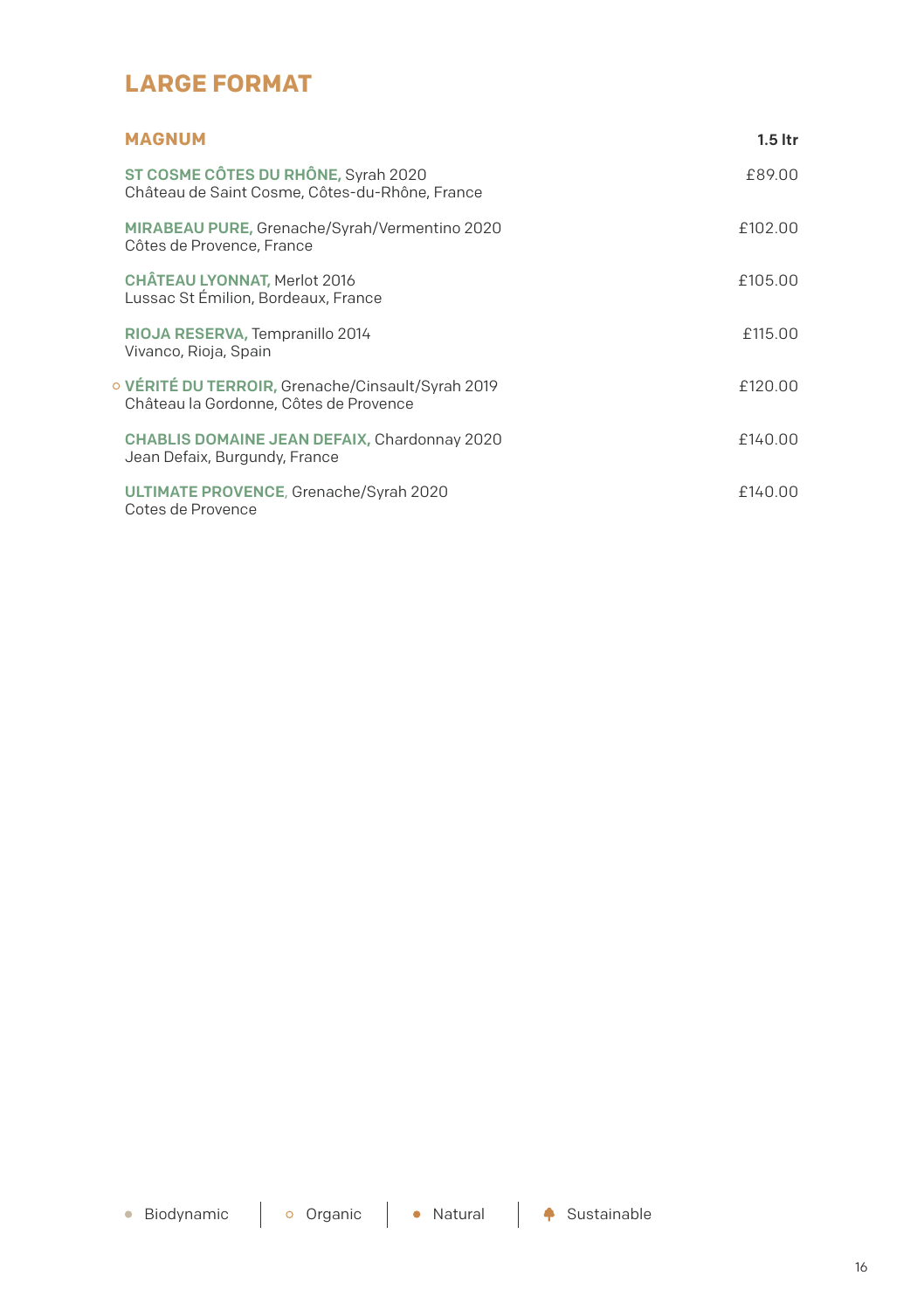# LARGE FORMAT

## MAGNUM

| | 1.5 ltr |
|---|---|
| **ST COSME CÔTES DU RHÔNE,** Syrah 2020<br>Château de Saint Cosme, Côtes-du-Rhône, France | £89.00 |
| **MIRABEAU PURE,** Grenache/Syrah/Vermentino 2020<br>Côtes de Provence, France | £102.00 |
| **CHÂTEAU LYONNAT,** Merlot 2016<br>Lussac St Émilion, Bordeaux, France | £105.00 |
| **RIOJA RESERVA,** Tempranillo 2014<br>Vivanco, Rioja, Spain | £115.00 |
| ○ **VÉRITÉ DU TERROIR,** Grenache/Cinsault/Syrah 2019<br>Château la Gordonne, Côtes de Provence | £120.00 |
| **CHABLIS DOMAINE JEAN DEFAIX,** Chardonnay 2020<br>Jean Defaix, Burgundy, France | £140.00 |
| **ULTIMATE PROVENCE**, Grenache/Syrah 2020<br>Cotes de Provence | £140.00 |

● Biodynamic | ○ Organic | ● Natural | Sustainable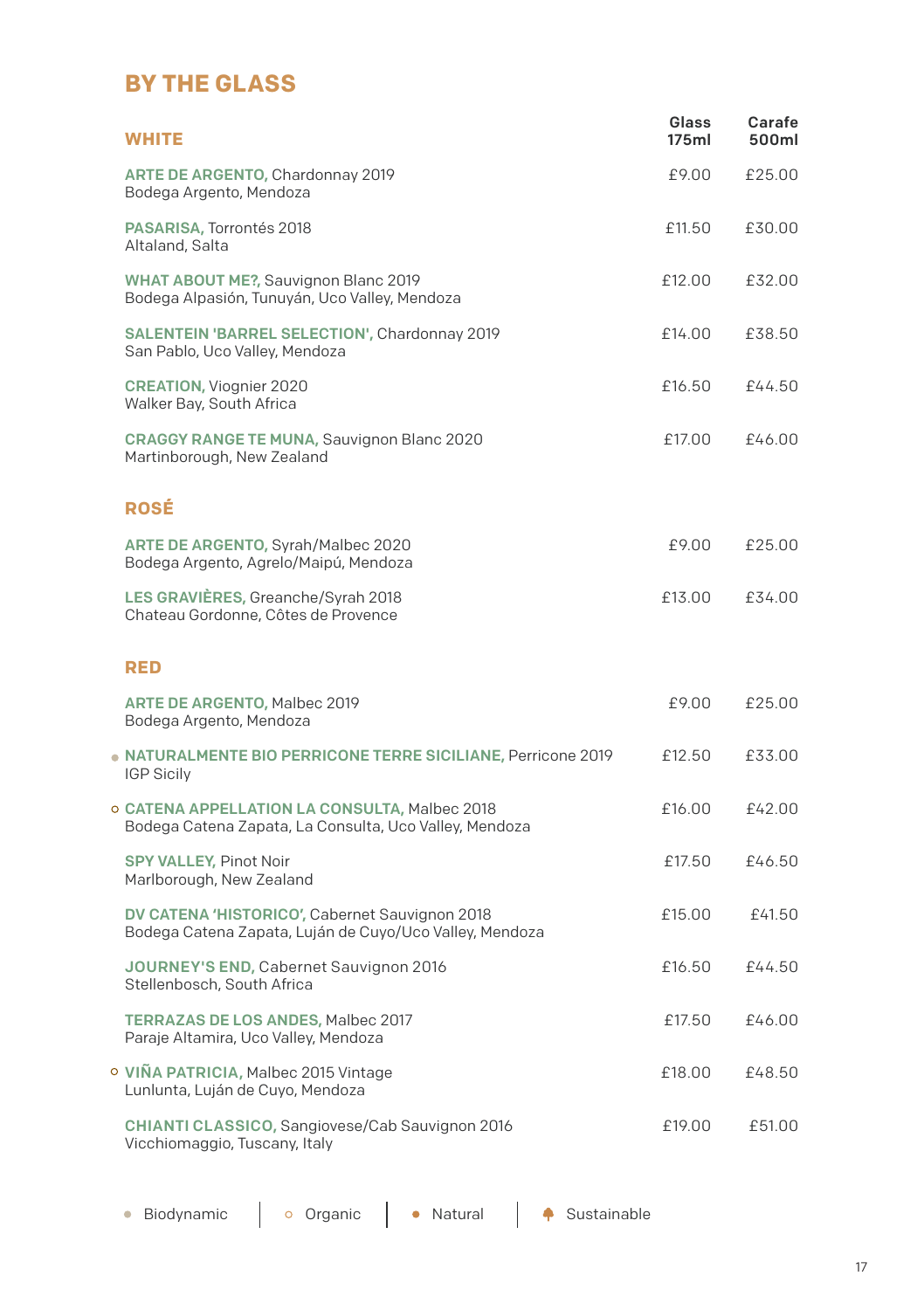# BY THE GLASS

| WHITE | Glass 175ml | Carafe 500ml |
|---|---|---|
| **ARTE DE ARGENTO,** Chardonnay 2019<br>Bodega Argento, Mendoza | £9.00 | £25.00 |
| **PASARISA,** Torrontés 2018<br>Altaland, Salta | £11.50 | £30.00 |
| **WHAT ABOUT ME?,** Sauvignon Blanc 2019<br>Bodega Alpasión, Tunuyán, Uco Valley, Mendoza | £12.00 | £32.00 |
| **SALENTEIN 'BARREL SELECTION',** Chardonnay 2019<br>San Pablo, Uco Valley, Mendoza | £14.00 | £38.50 |
| **CREATION,** Viognier 2020<br>Walker Bay, South Africa | £16.50 | £44.50 |
| **CRAGGY RANGE TE MUNA,** Sauvignon Blanc 2020<br>Martinborough, New Zealand | £17.00 | £46.00 |

| ROSÉ | Glass 175ml | Carafe 500ml |
|---|---|---|
| **ARTE DE ARGENTO,** Syrah/Malbec 2020<br>Bodega Argento, Agrelo/Maipú, Mendoza | £9.00 | £25.00 |
| **LES GRAVIÈRES,** Greanche/Syrah 2018<br>Chateau Gordonne, Côtes de Provence | £13.00 | £34.00 |

| RED | Glass 175ml | Carafe 500ml |
|---|---|---|
| **ARTE DE ARGENTO,** Malbec 2019<br>Bodega Argento, Mendoza | £9.00 | £25.00 |
| ● **NATURALMENTE BIO PERRICONE TERRE SICILIANE,** Perricone 2019<br>IGP Sicily | £12.50 | £33.00 |
| ○ **CATENA APPELLATION LA CONSULTA,** Malbec 2018<br>Bodega Catena Zapata, La Consulta, Uco Valley, Mendoza | £16.00 | £42.00 |
| **SPY VALLEY,** Pinot Noir<br>Marlborough, New Zealand | £17.50 | £46.50 |
| **DV CATENA 'HISTORICO',** Cabernet Sauvignon 2018<br>Bodega Catena Zapata, Luján de Cuyo/Uco Valley, Mendoza | £15.00 | £41.50 |
| **JOURNEY'S END,** Cabernet Sauvignon 2016<br>Stellenbosch, South Africa | £16.50 | £44.50 |
| **TERRAZAS DE LOS ANDES,** Malbec 2017<br>Paraje Altamira, Uco Valley, Mendoza | £17.50 | £46.00 |
| ○ **VIÑA PATRICIA,** Malbec 2015 Vintage<br>Lunlunta, Luján de Cuyo, Mendoza | £18.00 | £48.50 |
| **CHIANTI CLASSICO,** Sangiovese/Cab Sauvignon 2016<br>Vicchiomaggio, Tuscany, Italy | £19.00 | £51.00 |

● Biodynamic | ○ Organic | ● Natural | Sustainable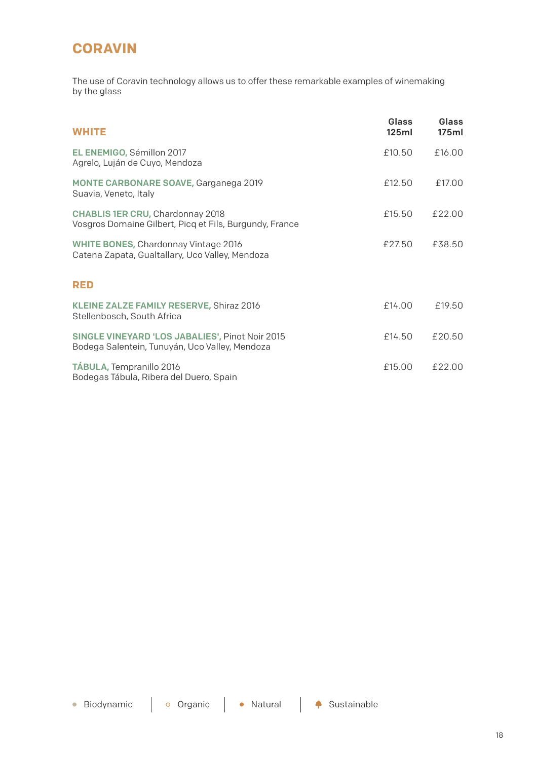# CORAVIN

The use of Coravin technology allows us to offer these remarkable examples of winemaking by the glass

| WHITE | Glass 125ml | Glass 175ml |
|---|---|---|
| **EL ENEMIGO,** Sémillon 2017<br>Agrelo, Luján de Cuyo, Mendoza | £10.50 | £16.00 |
| **MONTE CARBONARE SOAVE,** Garganega 2019<br>Suavia, Veneto, Italy | £12.50 | £17.00 |
| **CHABLIS 1ER CRU,** Chardonnay 2018<br>Vosgros Domaine Gilbert, Picq et Fils, Burgundy, France | £15.50 | £22.00 |
| **WHITE BONES,** Chardonnay Vintage 2016<br>Catena Zapata, Gualtallary, Uco Valley, Mendoza | £27.50 | £38.50 |

## RED

| RED | Glass 125ml | Glass 175ml |
|---|---|---|
| **KLEINE ZALZE FAMILY RESERVE,** Shiraz 2016<br>Stellenbosch, South Africa | £14.00 | £19.50 |
| **SINGLE VINEYARD 'LOS JABALIES',** Pinot Noir 2015<br>Bodega Salentein, Tunuyán, Uco Valley, Mendoza | £14.50 | £20.50 |
| **TÁBULA,** Tempranillo 2016<br>Bodegas Tábula, Ribera del Duero, Spain | £15.00 | £22.00 |

● Biodynamic | ○ Organic | ● Natural | Sustainable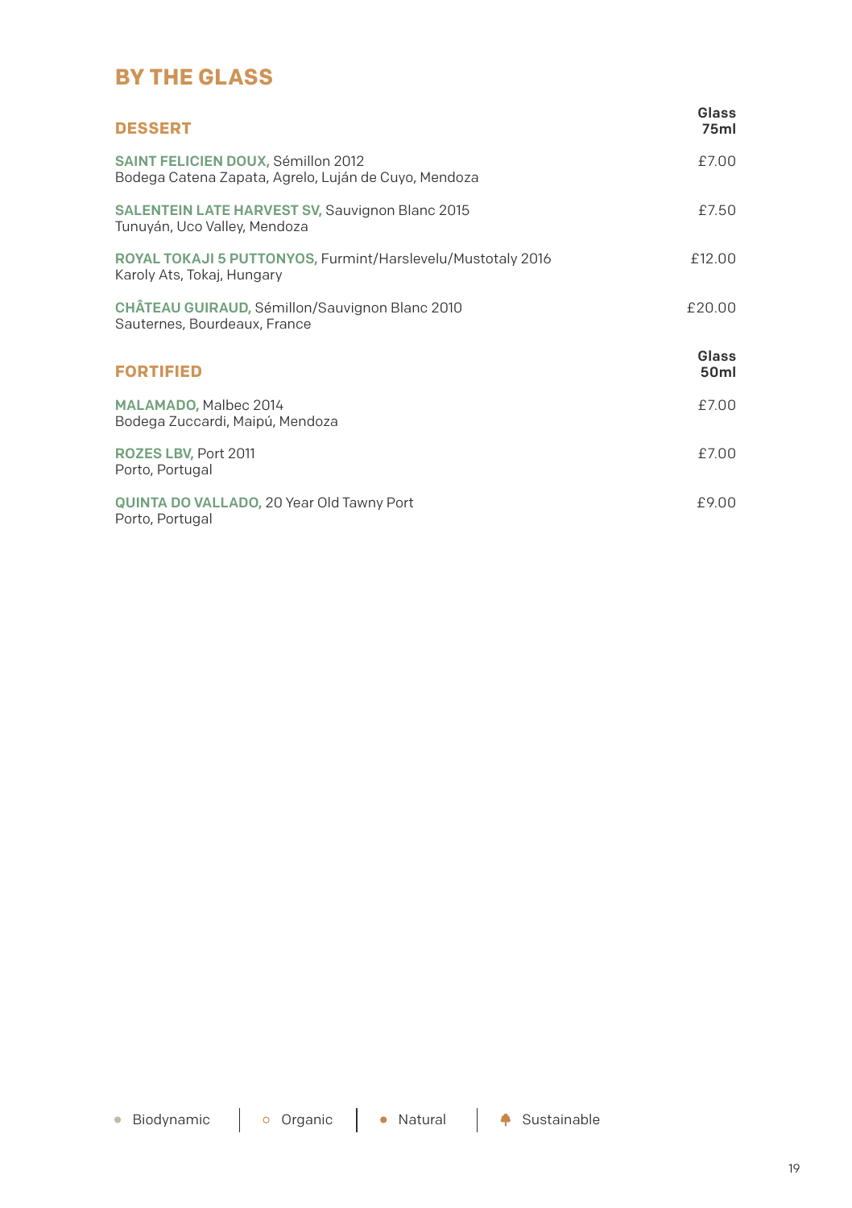# BY THE GLASS

| DESSERT | Glass 75ml |
|---|---|
| **SAINT FELICIEN DOUX,** Sémillon 2012<br>Bodega Catena Zapata, Agrelo, Luján de Cuyo, Mendoza | £7.00 |
| **SALENTEIN LATE HARVEST SV,** Sauvignon Blanc 2015<br>Tunuyán, Uco Valley, Mendoza | £7.50 |
| **ROYAL TOKAJI 5 PUTTONYOS,** Furmint/Harslevelu/Mustotaly 2016<br>Karoly Ats, Tokaj, Hungary | £12.00 |
| **CHÂTEAU GUIRAUD,** Sémillon/Sauvignon Blanc 2010<br>Sauternes, Bourdeaux, France | £20.00 |

| FORTIFIED | Glass 50ml |
|---|---|
| **MALAMADO,** Malbec 2014<br>Bodega Zuccardi, Maipú, Mendoza | £7.00 |
| **ROZES LBV,** Port 2011<br>Porto, Portugal | £7.00 |
| **QUINTA DO VALLADO,** 20 Year Old Tawny Port<br>Porto, Portugal | £9.00 |

● Biodynamic | ○ Organic | ● Natural | Sustainable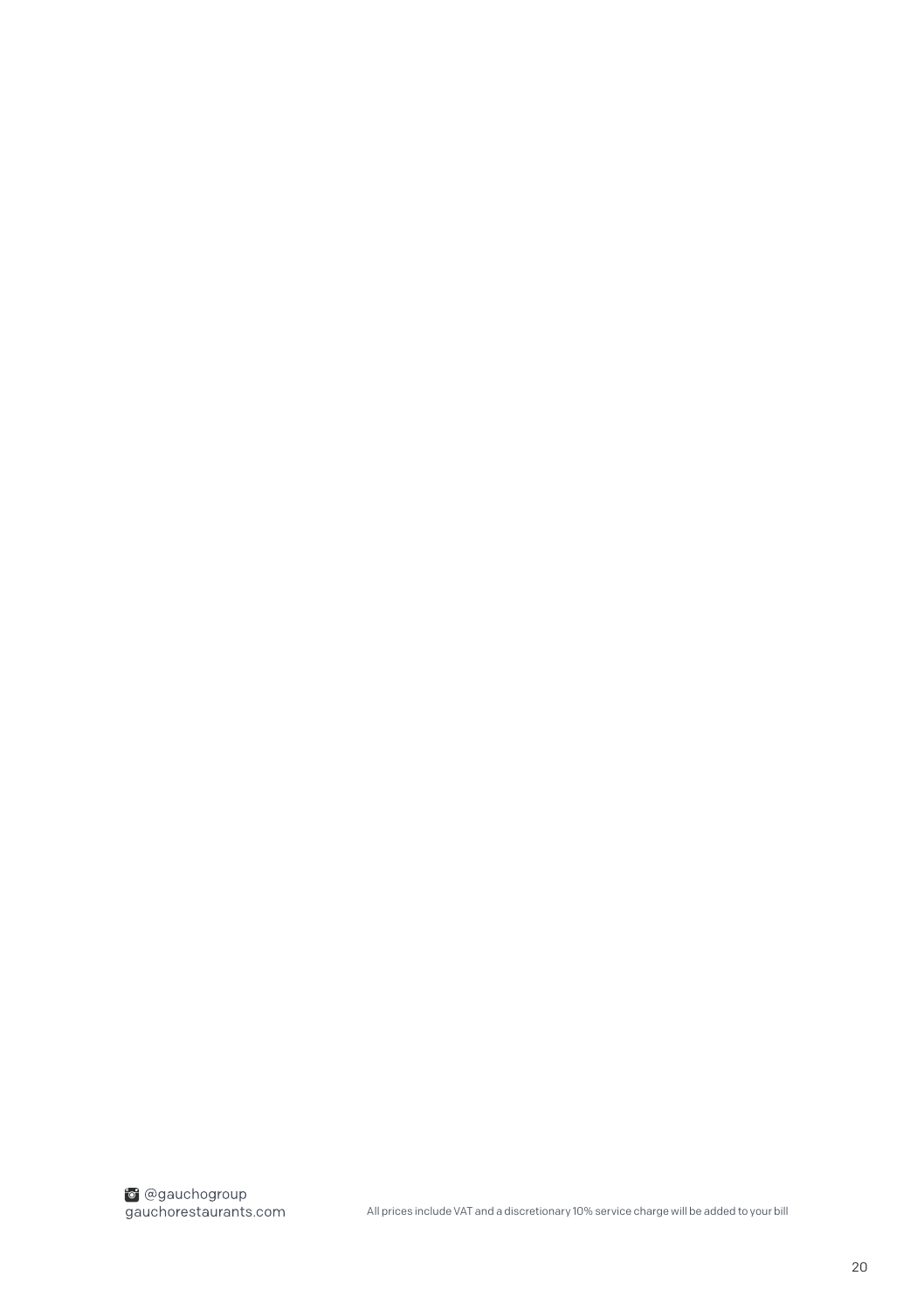@gauchogroup
gauchorestaurants.com

All prices include VAT and a discretionary 10% service charge will be added to your bill